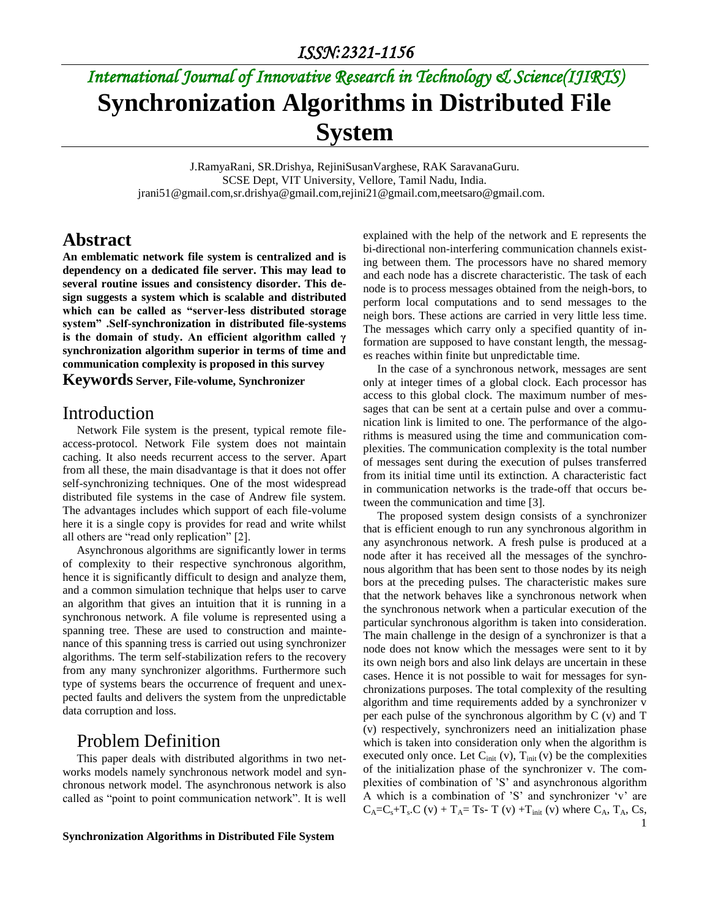# International Journal of Innovative Research in Technology & Science(IJIRTS)

# Synchronization Algorithms in Distributed File System

J.RamyaRani, SR.Drishya, RejiniSusanVarghese, RAK SaravanaGuru.
SCSE Dept, VIT University, Vellore, Tamil Nadu, India.
jrani51@gmail.com,sr.drishya@gmail.com,rejini21@gmail.com,meetsaro@gmail.com.

## Abstract

**An emblematic network file system is centralized and is dependency on a dedicated file server. This may lead to several routine issues and consistency disorder. This design suggests a system which is scalable and distributed which can be called as "server-less distributed storage system" .Self-synchronization in distributed file-systems is the domain of study. An efficient algorithm called γ synchronization algorithm superior in terms of time and communication complexity is proposed in this survey**

**Keywords Server, File-volume, Synchronizer**

## Introduction

Network File system is the present, typical remote file-access-protocol. Network File system does not maintain caching. It also needs recurrent access to the server. Apart from all these, the main disadvantage is that it does not offer self-synchronizing techniques. One of the most widespread distributed file systems in the case of Andrew file system. The advantages includes which support of each file-volume here it is a single copy is provides for read and write whilst all others are "read only replication" [2].

Asynchronous algorithms are significantly lower in terms of complexity to their respective synchronous algorithm, hence it is significantly difficult to design and analyze them, and a common simulation technique that helps user to carve an algorithm that gives an intuition that it is running in a synchronous network. A file volume is represented using a spanning tree. These are used to construction and maintenance of this spanning tress is carried out using synchronizer algorithms. The term self-stabilization refers to the recovery from any many synchronizer algorithms. Furthermore such type of systems bears the occurrence of frequent and unexpected faults and delivers the system from the unpredictable data corruption and loss.

## Problem Definition

This paper deals with distributed algorithms in two networks models namely synchronous network model and synchronous network model. The asynchronous network is also called as "point to point communication network". It is well explained with the help of the network and E represents the bi-directional non-interfering communication channels existing between them. The processors have no shared memory and each node has a discrete characteristic. The task of each node is to process messages obtained from the neigh-bors, to perform local computations and to send messages to the neigh bors. These actions are carried in very little less time. The messages which carry only a specified quantity of information are supposed to have constant length, the messages reaches within finite but unpredictable time.

In the case of a synchronous network, messages are sent only at integer times of a global clock. Each processor has access to this global clock. The maximum number of messages that can be sent at a certain pulse and over a communication link is limited to one. The performance of the algorithms is measured using the time and communication complexities. The communication complexity is the total number of messages sent during the execution of pulses transferred from its initial time until its extinction. A characteristic fact in communication networks is the trade-off that occurs between the communication and time [3].

The proposed system design consists of a synchronizer that is efficient enough to run any synchronous algorithm in any asynchronous network. A fresh pulse is produced at a node after it has received all the messages of the synchronous algorithm that has been sent to those nodes by its neigh bors at the preceding pulses. The characteristic makes sure that the network behaves like a synchronous network when the synchronous network when a particular execution of the particular synchronous algorithm is taken into consideration. The main challenge in the design of a synchronizer is that a node does not know which the messages were sent to it by its own neigh bors and also link delays are uncertain in these cases. Hence it is not possible to wait for messages for synchronizations purposes. The total complexity of the resulting algorithm and time requirements added by a synchronizer v per each pulse of the synchronous algorithm by C (v) and T (v) respectively, synchronizers need an initialization phase which is taken into consideration only when the algorithm is executed only once. Let $C_{init}$ (v), $T_{init}$ (v) be the complexities of the initialization phase of the synchronizer v. The complexities of combination of 'S' and asynchronous algorithm A which is a combination of 'S' and synchronizer 'v' are $C_A$=$C_s$+$T_s$.C (v) + $T_A$= Ts- T (v) +$T_{init}$ (v) where $C_A$, $T_A$, Cs,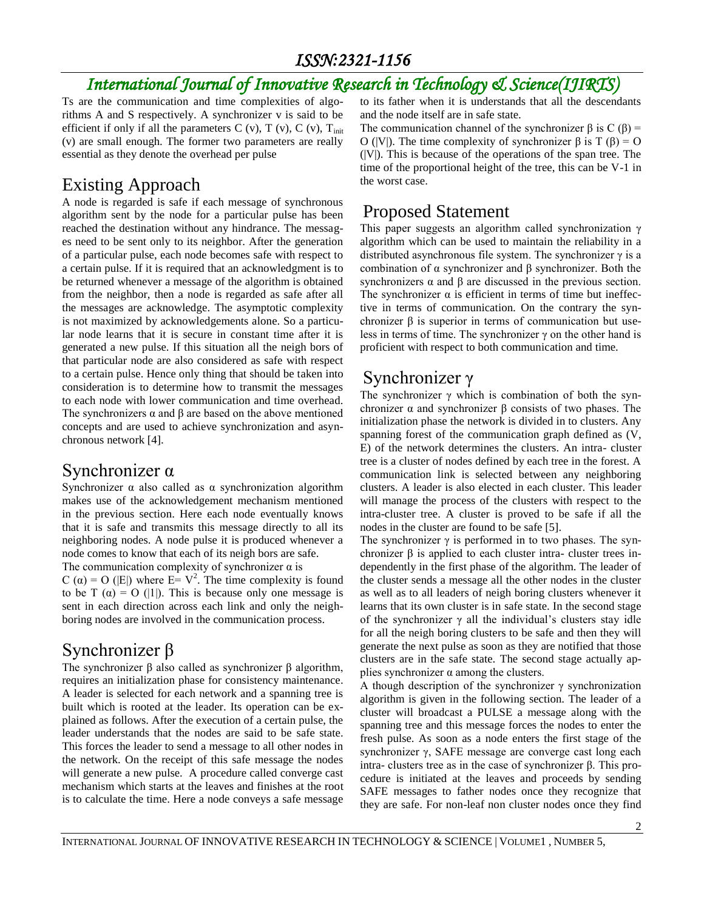Ts are the communication and time complexities of algorithms A and S respectively. A synchronizer v is said to be efficient if only if all the parameters C (v), T (v), C (v), $T_{init}$ (v) are small enough. The former two parameters are really essential as they denote the overhead per pulse

## Existing Approach

A node is regarded is safe if each message of synchronous algorithm sent by the node for a particular pulse has been reached the destination without any hindrance. The messages need to be sent only to its neighbor. After the generation of a particular pulse, each node becomes safe with respect to a certain pulse. If it is required that an acknowledgment is to be returned whenever a message of the algorithm is obtained from the neighbor, then a node is regarded as safe after all the messages are acknowledge. The asymptotic complexity is not maximized by acknowledgements alone. So a particular node learns that it is secure in constant time after it is generated a new pulse. If this situation all the neigh bors of that particular node are also considered as safe with respect to a certain pulse. Hence only thing that should be taken into consideration is to determine how to transmit the messages to each node with lower communication and time overhead. The synchronizers α and β are based on the above mentioned concepts and are used to achieve synchronization and asynchronous network [4].

## Synchronizer α

Synchronizer α also called as α synchronization algorithm makes use of the acknowledgement mechanism mentioned in the previous section. Here each node eventually knows that it is safe and transmits this message directly to all its neighboring nodes. A node pulse it is produced whenever a node comes to know that each of its neigh bors are safe.

The communication complexity of synchronizer α is

C (α) = O (|E|) where E= $V^2$. The time complexity is found to be T (α) = O (|1|). This is because only one message is sent in each direction across each link and only the neighboring nodes are involved in the communication process.

## Synchronizer β

The synchronizer β also called as synchronizer β algorithm, requires an initialization phase for consistency maintenance. A leader is selected for each network and a spanning tree is built which is rooted at the leader. Its operation can be explained as follows. After the execution of a certain pulse, the leader understands that the nodes are said to be safe state. This forces the leader to send a message to all other nodes in the network. On the receipt of this safe message the nodes will generate a new pulse. A procedure called converge cast mechanism which starts at the leaves and finishes at the root is to calculate the time. Here a node conveys a safe message to its father when it is understands that all the descendants and the node itself are in safe state.

The communication channel of the synchronizer β is C (β) = O (|V|). The time complexity of synchronizer β is T (β) = O (|V|). This is because of the operations of the span tree. The time of the proportional height of the tree, this can be V-1 in the worst case.

## Proposed Statement

This paper suggests an algorithm called synchronization γ algorithm which can be used to maintain the reliability in a distributed asynchronous file system. The synchronizer γ is a combination of α synchronizer and β synchronizer. Both the synchronizers α and β are discussed in the previous section. The synchronizer α is efficient in terms of time but ineffective in terms of communication. On the contrary the synchronizer β is superior in terms of communication but useless in terms of time. The synchronizer γ on the other hand is proficient with respect to both communication and time.

## Synchronizer γ

The synchronizer γ which is combination of both the synchronizer α and synchronizer β consists of two phases. The initialization phase the network is divided in to clusters. Any spanning forest of the communication graph defined as (V, E) of the network determines the clusters. An intra- cluster tree is a cluster of nodes defined by each tree in the forest. A communication link is selected between any neighboring clusters. A leader is also elected in each cluster. This leader will manage the process of the clusters with respect to the intra-cluster tree. A cluster is proved to be safe if all the nodes in the cluster are found to be safe [5].

The synchronizer γ is performed in to two phases. The synchronizer β is applied to each cluster intra- cluster trees independently in the first phase of the algorithm. The leader of the cluster sends a message all the other nodes in the cluster as well as to all leaders of neigh boring clusters whenever it learns that its own cluster is in safe state. In the second stage of the synchronizer γ all the individual's clusters stay idle for all the neigh boring clusters to be safe and then they will generate the next pulse as soon as they are notified that those clusters are in the safe state. The second stage actually applies synchronizer α among the clusters.

A though description of the synchronizer γ synchronization algorithm is given in the following section. The leader of a cluster will broadcast a PULSE a message along with the spanning tree and this message forces the nodes to enter the fresh pulse. As soon as a node enters the first stage of the synchronizer γ, SAFE message are converge cast long each intra- clusters tree as in the case of synchronizer β. This procedure is initiated at the leaves and proceeds by sending SAFE messages to father nodes once they recognize that they are safe. For non-leaf non cluster nodes once they find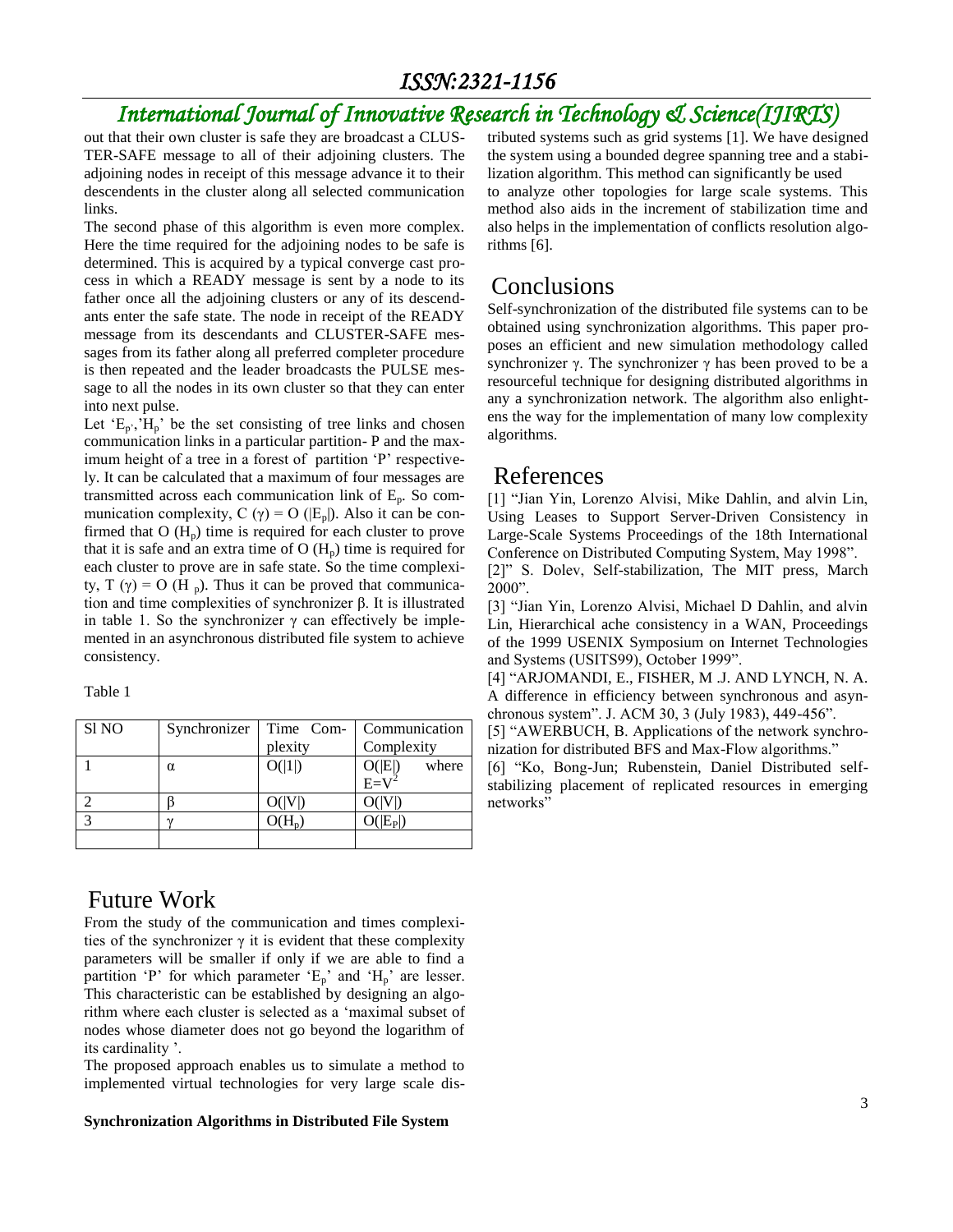out that their own cluster is safe they are broadcast a CLUSTER-SAFE message to all of their adjoining clusters. The adjoining nodes in receipt of this message advance it to their descendents in the cluster along all selected communication links.

The second phase of this algorithm is even more complex. Here the time required for the adjoining nodes to be safe is determined. This is acquired by a typical converge cast process in which a READY message is sent by a node to its father once all the adjoining clusters or any of its descendants enter the safe state. The node in receipt of the READY message from its descendants and CLUSTER-SAFE messages from its father along all preferred completer procedure is then repeated and the leader broadcasts the PULSE message to all the nodes in its own cluster so that they can enter into next pulse.

Let '$E_p$','$H_p$' be the set consisting of tree links and chosen communication links in a particular partition- P and the maximum height of a tree in a forest of partition 'P' respectively. It can be calculated that a maximum of four messages are transmitted across each communication link of $E_p$. So communication complexity, $C(\gamma) = O(|E_p|)$. Also it can be confirmed that $O(H_p)$ time is required for each cluster to prove that it is safe and an extra time of $O(H_p)$ time is required for each cluster to prove are in safe state. So the time complexity, $T(\gamma) = O(H_p)$. Thus it can be proved that communication and time complexities of synchronizer β. It is illustrated in table 1. So the synchronizer γ can effectively be implemented in an asynchronous distributed file system to achieve consistency.

Table 1

| Sl NO | Synchronizer | Time Complexity | Communication Complexity |
|---|---|---|---|
| 1 | α | O(\|1\|) | O(\|E\|) where $E=V^2$ |
| 2 | β | O(\|V\|) | O(\|V\|) |
| 3 | γ | $O(H_p)$ | $O(\|E_P\|)$ |
| | | | |

## Future Work

From the study of the communication and times complexities of the synchronizer γ it is evident that these complexity parameters will be smaller if only if we are able to find a partition 'P' for which parameter '$E_p$' and '$H_p$' are lesser. This characteristic can be established by designing an algorithm where each cluster is selected as a 'maximal subset of nodes whose diameter does not go beyond the logarithm of its cardinality '.

The proposed approach enables us to simulate a method to implemented virtual technologies for very large scale distributed systems such as grid systems [1]. We have designed the system using a bounded degree spanning tree and a stabilization algorithm. This method can significantly be used to analyze other topologies for large scale systems. This method also aids in the increment of stabilization time and also helps in the implementation of conflicts resolution algorithms [6].

## Conclusions

Self-synchronization of the distributed file systems can to be obtained using synchronization algorithms. This paper proposes an efficient and new simulation methodology called synchronizer γ. The synchronizer γ has been proved to be a resourceful technique for designing distributed algorithms in any a synchronization network. The algorithm also enlightens the way for the implementation of many low complexity algorithms.

## References

[1] "Jian Yin, Lorenzo Alvisi, Mike Dahlin, and alvin Lin, Using Leases to Support Server-Driven Consistency in Large-Scale Systems Proceedings of the 18th International Conference on Distributed Computing System, May 1998".

[2]" S. Dolev, Self-stabilization, The MIT press, March 2000".

[3] "Jian Yin, Lorenzo Alvisi, Michael D Dahlin, and alvin Lin, Hierarchical ache consistency in a WAN, Proceedings of the 1999 USENIX Symposium on Internet Technologies and Systems (USITS99), October 1999".

[4] "ARJOMANDI, E., FISHER, M .J. AND LYNCH, N. A. A difference in efficiency between synchronous and asynchronous system". J. ACM 30, 3 (July 1983), 449-456".

[5] "AWERBUCH, B. Applications of the network synchronization for distributed BFS and Max-Flow algorithms."

[6] "Ko, Bong-Jun; Rubenstein, Daniel Distributed self-stabilizing placement of replicated resources in emerging networks"